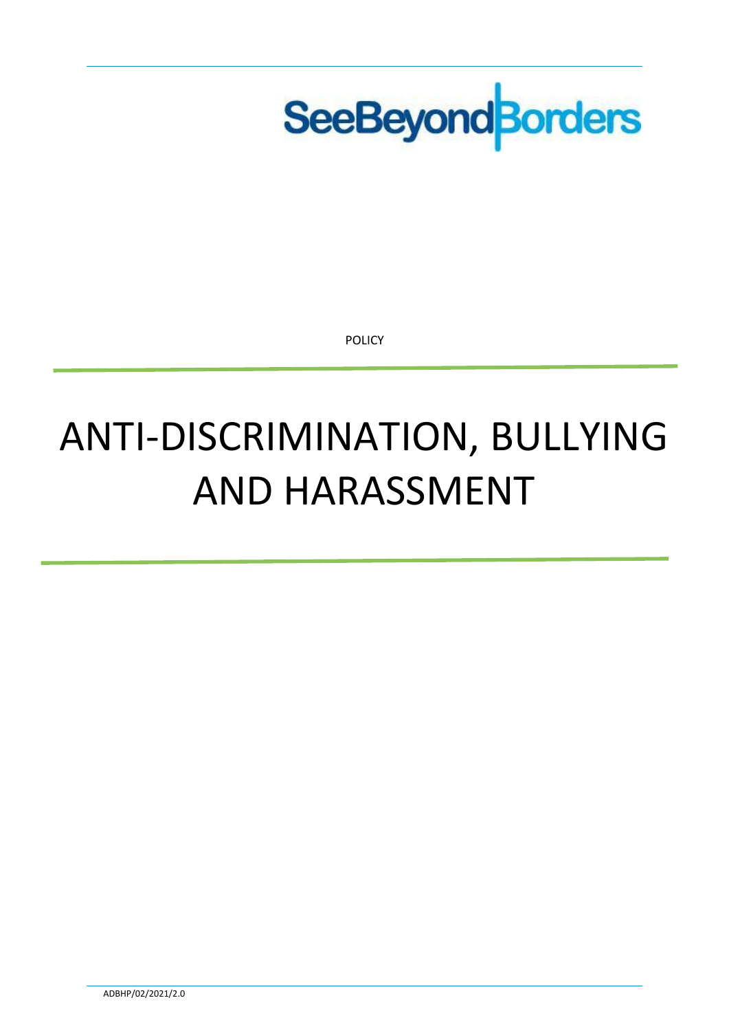SeeBeyondBorders

POLICY

# ANTI-DISCRIMINATION, BULLYING AND HARASSMENT

ADBHP/02/2021/2.0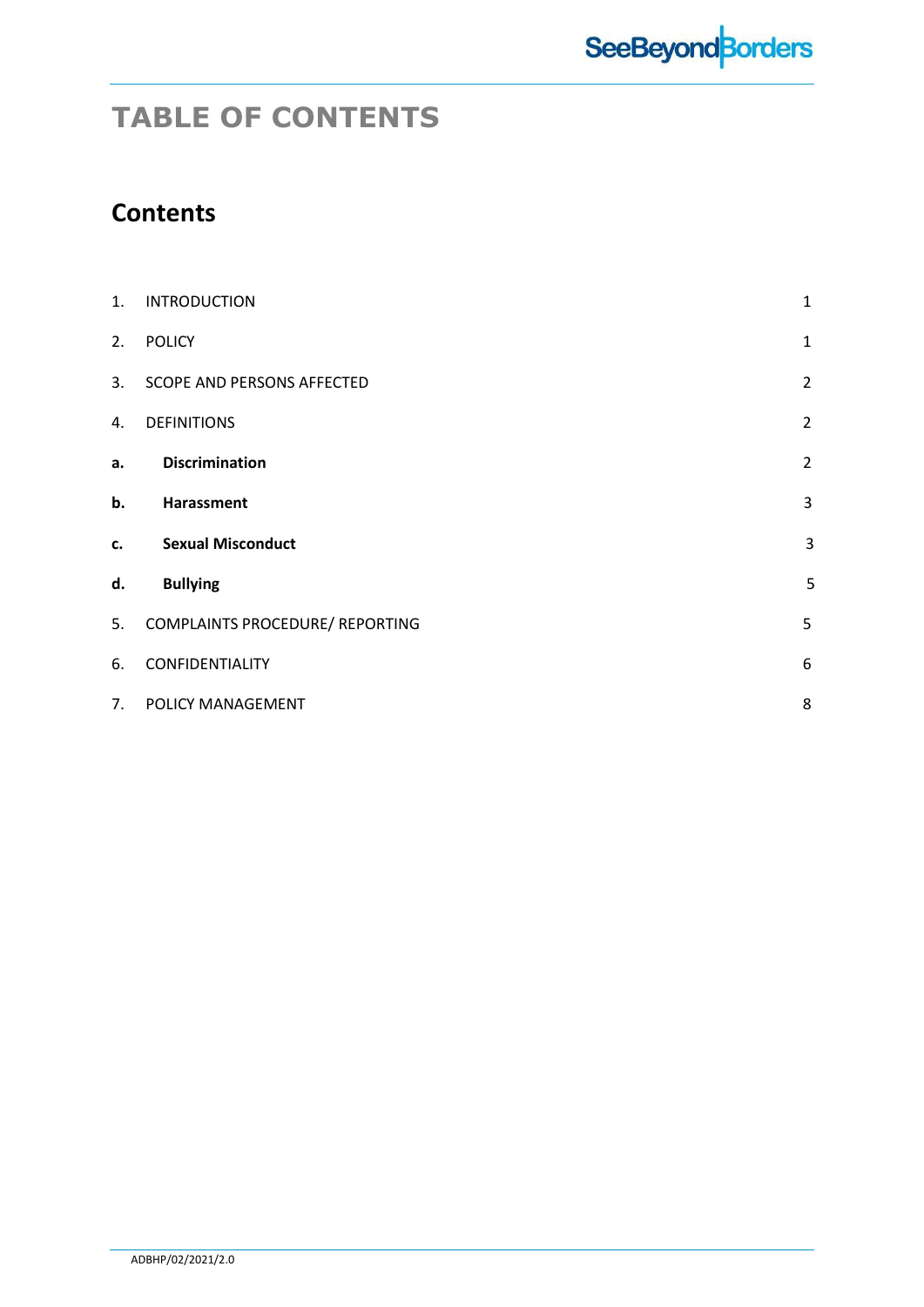# TABLE OF CONTENTS

## Contents

| | | |
|---|---|---|
| 1. | INTRODUCTION | 1 |
| 2. | POLICY | 1 |
| 3. | SCOPE AND PERSONS AFFECTED | 2 |
| 4. | DEFINITIONS | 2 |
| **a.** | **Discrimination** | 2 |
| **b.** | **Harassment** | 3 |
| **c.** | **Sexual Misconduct** | 3 |
| **d.** | **Bullying** | 5 |
| 5. | COMPLAINTS PROCEDURE/ REPORTING | 5 |
| 6. | CONFIDENTIALITY | 6 |
| 7. | POLICY MANAGEMENT | 8 |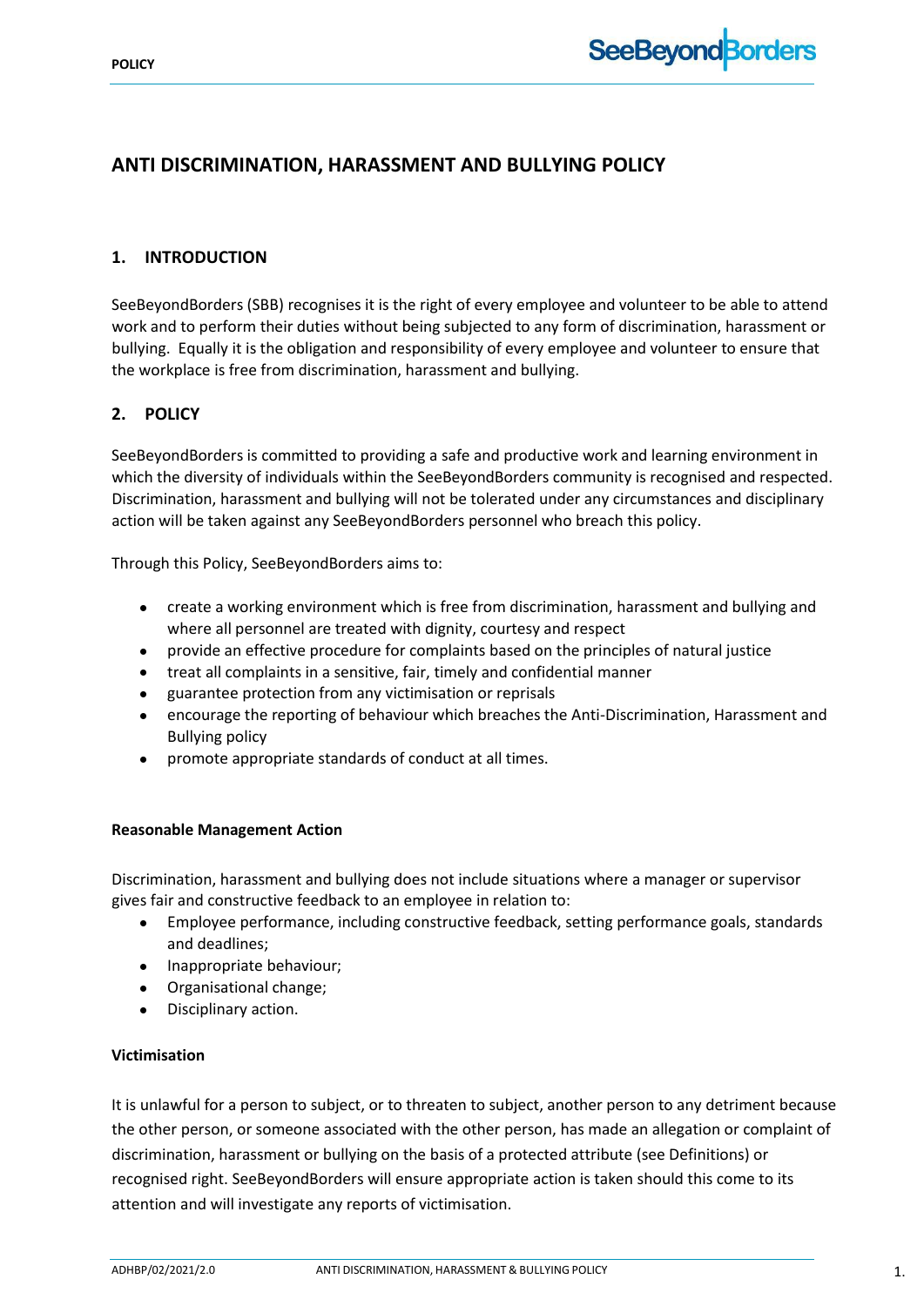# ANTI DISCRIMINATION, HARASSMENT AND BULLYING POLICY

## 1. INTRODUCTION

SeeBeyondBorders (SBB) recognises it is the right of every employee and volunteer to be able to attend work and to perform their duties without being subjected to any form of discrimination, harassment or bullying. Equally it is the obligation and responsibility of every employee and volunteer to ensure that the workplace is free from discrimination, harassment and bullying.

## 2. POLICY

SeeBeyondBorders is committed to providing a safe and productive work and learning environment in which the diversity of individuals within the SeeBeyondBorders community is recognised and respected. Discrimination, harassment and bullying will not be tolerated under any circumstances and disciplinary action will be taken against any SeeBeyondBorders personnel who breach this policy.

Through this Policy, SeeBeyondBorders aims to:

- create a working environment which is free from discrimination, harassment and bullying and where all personnel are treated with dignity, courtesy and respect
- provide an effective procedure for complaints based on the principles of natural justice
- treat all complaints in a sensitive, fair, timely and confidential manner
- guarantee protection from any victimisation or reprisals
- encourage the reporting of behaviour which breaches the Anti-Discrimination, Harassment and Bullying policy
- promote appropriate standards of conduct at all times.

**Reasonable Management Action**

Discrimination, harassment and bullying does not include situations where a manager or supervisor gives fair and constructive feedback to an employee in relation to:

- Employee performance, including constructive feedback, setting performance goals, standards and deadlines;
- Inappropriate behaviour;
- Organisational change;
- Disciplinary action.

**Victimisation**

It is unlawful for a person to subject, or to threaten to subject, another person to any detriment because the other person, or someone associated with the other person, has made an allegation or complaint of discrimination, harassment or bullying on the basis of a protected attribute (see Definitions) or recognised right. SeeBeyondBorders will ensure appropriate action is taken should this come to its attention and will investigate any reports of victimisation.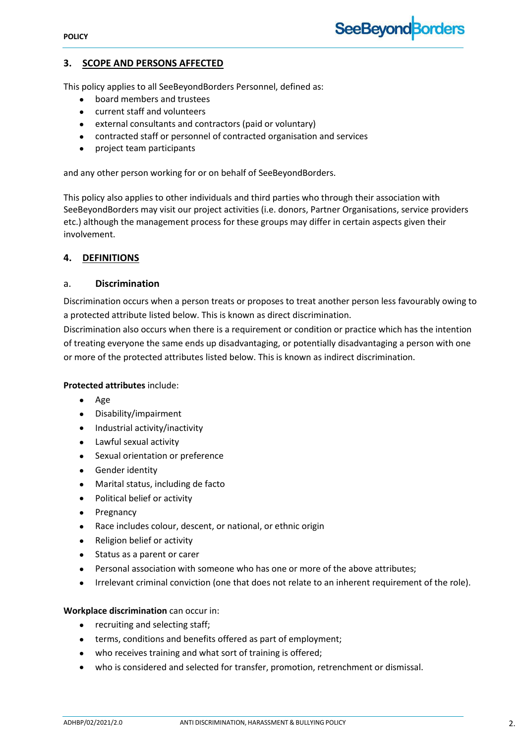## 3. SCOPE AND PERSONS AFFECTED

This policy applies to all SeeBeyondBorders Personnel, defined as:

- board members and trustees
- current staff and volunteers
- external consultants and contractors (paid or voluntary)
- contracted staff or personnel of contracted organisation and services
- project team participants

and any other person working for or on behalf of SeeBeyondBorders.

This policy also applies to other individuals and third parties who through their association with SeeBeyondBorders may visit our project activities (i.e. donors, Partner Organisations, service providers etc.) although the management process for these groups may differ in certain aspects given their involvement.

## 4. DEFINITIONS

### a. Discrimination

Discrimination occurs when a person treats or proposes to treat another person less favourably owing to a protected attribute listed below. This is known as direct discrimination.
Discrimination also occurs when there is a requirement or condition or practice which has the intention of treating everyone the same ends up disadvantaging, or potentially disadvantaging a person with one or more of the protected attributes listed below. This is known as indirect discrimination.

**Protected attributes** include:

- Age
- Disability/impairment
- Industrial activity/inactivity
- Lawful sexual activity
- Sexual orientation or preference
- Gender identity
- Marital status, including de facto
- Political belief or activity
- Pregnancy
- Race includes colour, descent, or national, or ethnic origin
- Religion belief or activity
- Status as a parent or carer
- Personal association with someone who has one or more of the above attributes;
- Irrelevant criminal conviction (one that does not relate to an inherent requirement of the role).

**Workplace discrimination** can occur in:

- recruiting and selecting staff;
- terms, conditions and benefits offered as part of employment;
- who receives training and what sort of training is offered;
- who is considered and selected for transfer, promotion, retrenchment or dismissal.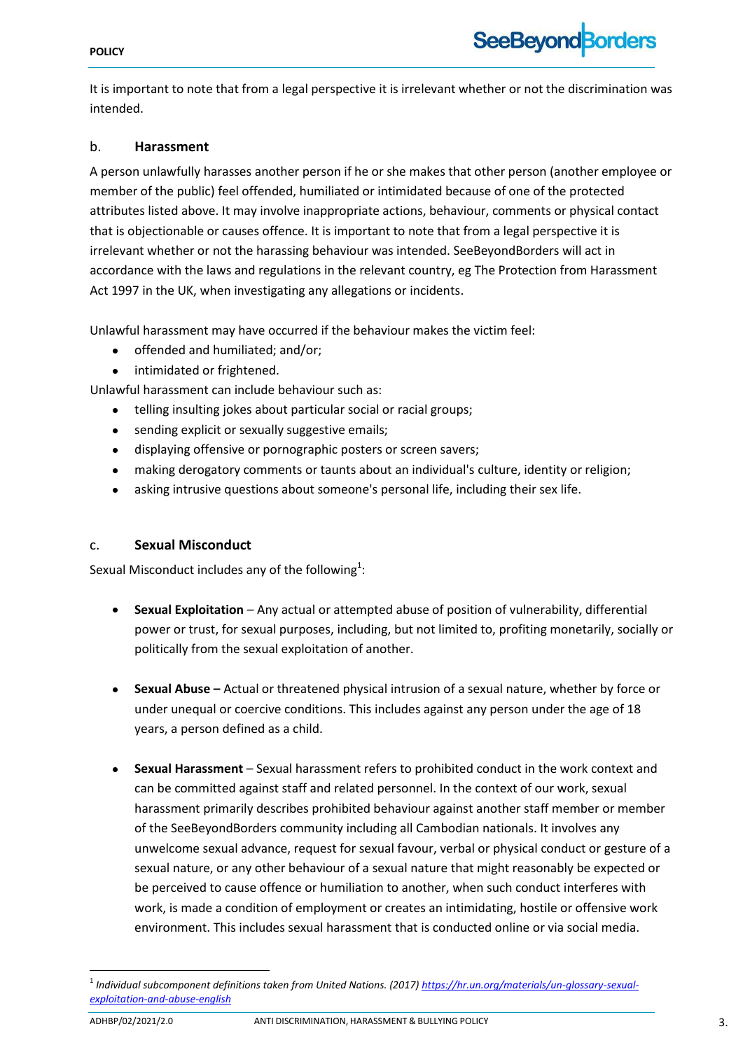It is important to note that from a legal perspective it is irrelevant whether or not the discrimination was intended.

### b. Harassment

A person unlawfully harasses another person if he or she makes that other person (another employee or member of the public) feel offended, humiliated or intimidated because of one of the protected attributes listed above. It may involve inappropriate actions, behaviour, comments or physical contact that is objectionable or causes offence. It is important to note that from a legal perspective it is irrelevant whether or not the harassing behaviour was intended. SeeBeyondBorders will act in accordance with the laws and regulations in the relevant country, eg The Protection from Harassment Act 1997 in the UK, when investigating any allegations or incidents.

Unlawful harassment may have occurred if the behaviour makes the victim feel:

- offended and humiliated; and/or;
- intimidated or frightened.

Unlawful harassment can include behaviour such as:

- telling insulting jokes about particular social or racial groups;
- sending explicit or sexually suggestive emails;
- displaying offensive or pornographic posters or screen savers;
- making derogatory comments or taunts about an individual's culture, identity or religion;
- asking intrusive questions about someone's personal life, including their sex life.

### c. Sexual Misconduct

Sexual Misconduct includes any of the following[1]:

- **Sexual Exploitation** – Any actual or attempted abuse of position of vulnerability, differential power or trust, for sexual purposes, including, but not limited to, profiting monetarily, socially or politically from the sexual exploitation of another.

- **Sexual Abuse –** Actual or threatened physical intrusion of a sexual nature, whether by force or under unequal or coercive conditions. This includes against any person under the age of 18 years, a person defined as a child.

- **Sexual Harassment** – Sexual harassment refers to prohibited conduct in the work context and can be committed against staff and related personnel. In the context of our work, sexual harassment primarily describes prohibited behaviour against another staff member or member of the SeeBeyondBorders community including all Cambodian nationals. It involves any unwelcome sexual advance, request for sexual favour, verbal or physical conduct or gesture of a sexual nature, or any other behaviour of a sexual nature that might reasonably be expected or be perceived to cause offence or humiliation to another, when such conduct interferes with work, is made a condition of employment or creates an intimidating, hostile or offensive work environment. This includes sexual harassment that is conducted online or via social media.

---

[1] *Individual subcomponent definitions taken from United Nations. (2017) https://hr.un.org/materials/un-glossary-sexual-exploitation-and-abuse-english*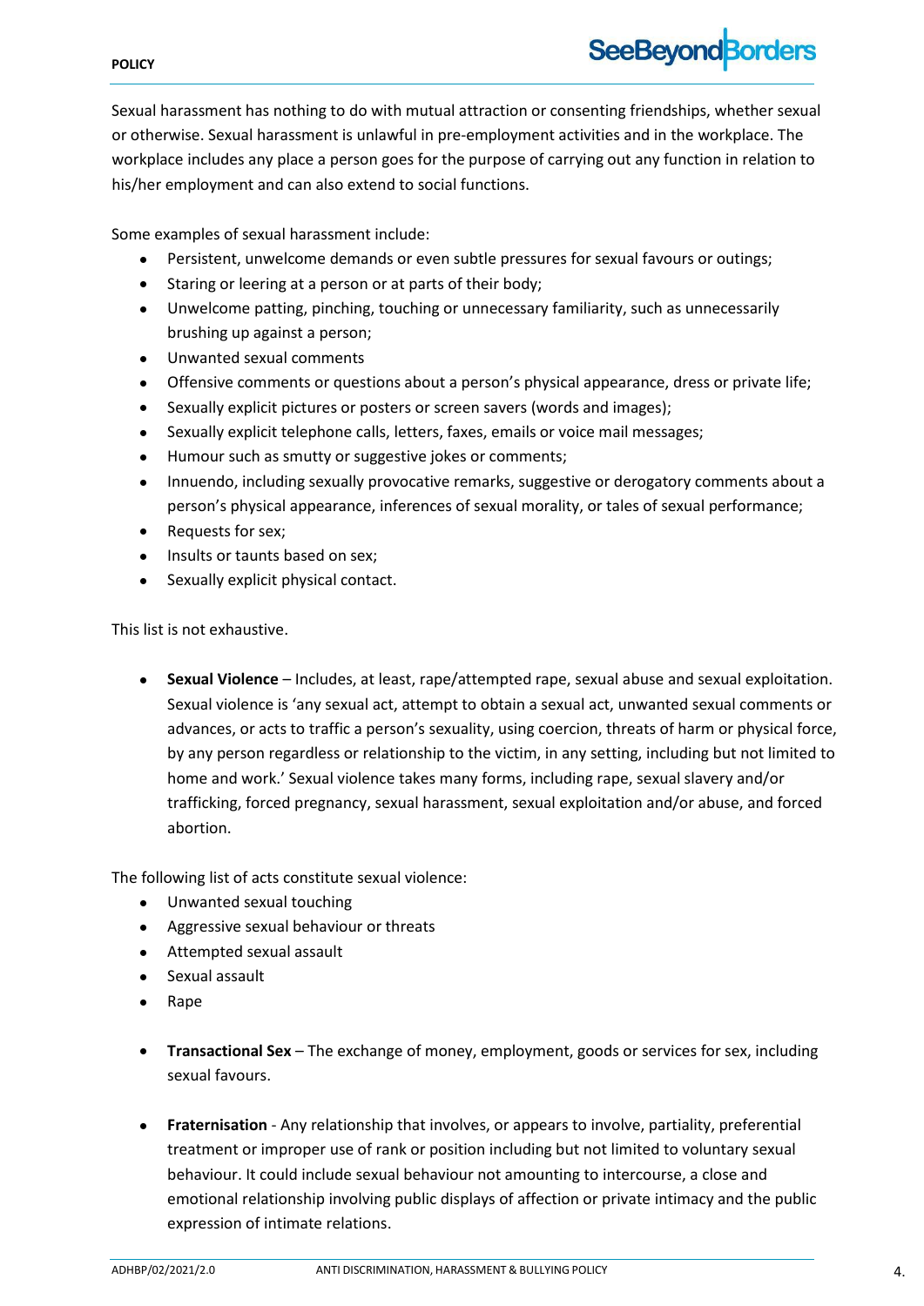Sexual harassment has nothing to do with mutual attraction or consenting friendships, whether sexual or otherwise. Sexual harassment is unlawful in pre-employment activities and in the workplace. The workplace includes any place a person goes for the purpose of carrying out any function in relation to his/her employment and can also extend to social functions.

Some examples of sexual harassment include:

- Persistent, unwelcome demands or even subtle pressures for sexual favours or outings;
- Staring or leering at a person or at parts of their body;
- Unwelcome patting, pinching, touching or unnecessary familiarity, such as unnecessarily brushing up against a person;
- Unwanted sexual comments
- Offensive comments or questions about a person's physical appearance, dress or private life;
- Sexually explicit pictures or posters or screen savers (words and images);
- Sexually explicit telephone calls, letters, faxes, emails or voice mail messages;
- Humour such as smutty or suggestive jokes or comments;
- Innuendo, including sexually provocative remarks, suggestive or derogatory comments about a person's physical appearance, inferences of sexual morality, or tales of sexual performance;
- Requests for sex;
- Insults or taunts based on sex;
- Sexually explicit physical contact.

This list is not exhaustive.

- **Sexual Violence** – Includes, at least, rape/attempted rape, sexual abuse and sexual exploitation. Sexual violence is 'any sexual act, attempt to obtain a sexual act, unwanted sexual comments or advances, or acts to traffic a person's sexuality, using coercion, threats of harm or physical force, by any person regardless or relationship to the victim, in any setting, including but not limited to home and work.' Sexual violence takes many forms, including rape, sexual slavery and/or trafficking, forced pregnancy, sexual harassment, sexual exploitation and/or abuse, and forced abortion.

The following list of acts constitute sexual violence:

- Unwanted sexual touching
- Aggressive sexual behaviour or threats
- Attempted sexual assault
- Sexual assault
- Rape

- **Transactional Sex** – The exchange of money, employment, goods or services for sex, including sexual favours.

- **Fraternisation** - Any relationship that involves, or appears to involve, partiality, preferential treatment or improper use of rank or position including but not limited to voluntary sexual behaviour. It could include sexual behaviour not amounting to intercourse, a close and emotional relationship involving public displays of affection or private intimacy and the public expression of intimate relations.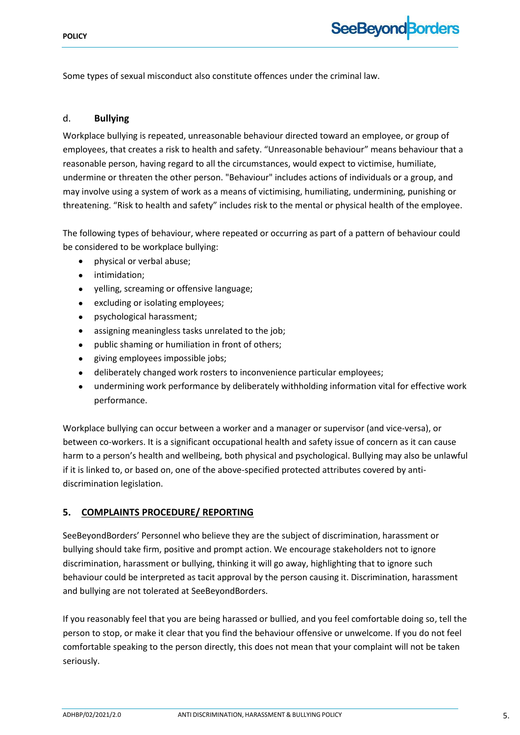Some types of sexual misconduct also constitute offences under the criminal law.

### d. Bullying

Workplace bullying is repeated, unreasonable behaviour directed toward an employee, or group of employees, that creates a risk to health and safety. “Unreasonable behaviour” means behaviour that a reasonable person, having regard to all the circumstances, would expect to victimise, humiliate, undermine or threaten the other person. "Behaviour" includes actions of individuals or a group, and may involve using a system of work as a means of victimising, humiliating, undermining, punishing or threatening. “Risk to health and safety” includes risk to the mental or physical health of the employee.

The following types of behaviour, where repeated or occurring as part of a pattern of behaviour could be considered to be workplace bullying:

- physical or verbal abuse;
- intimidation;
- yelling, screaming or offensive language;
- excluding or isolating employees;
- psychological harassment;
- assigning meaningless tasks unrelated to the job;
- public shaming or humiliation in front of others;
- giving employees impossible jobs;
- deliberately changed work rosters to inconvenience particular employees;
- undermining work performance by deliberately withholding information vital for effective work performance.

Workplace bullying can occur between a worker and a manager or supervisor (and vice-versa), or between co-workers. It is a significant occupational health and safety issue of concern as it can cause harm to a person’s health and wellbeing, both physical and psychological. Bullying may also be unlawful if it is linked to, or based on, one of the above-specified protected attributes covered by anti-discrimination legislation.

## 5. COMPLAINTS PROCEDURE/ REPORTING

SeeBeyondBorders’ Personnel who believe they are the subject of discrimination, harassment or bullying should take firm, positive and prompt action. We encourage stakeholders not to ignore discrimination, harassment or bullying, thinking it will go away, highlighting that to ignore such behaviour could be interpreted as tacit approval by the person causing it. Discrimination, harassment and bullying are not tolerated at SeeBeyondBorders.

If you reasonably feel that you are being harassed or bullied, and you feel comfortable doing so, tell the person to stop, or make it clear that you find the behaviour offensive or unwelcome. If you do not feel comfortable speaking to the person directly, this does not mean that your complaint will not be taken seriously.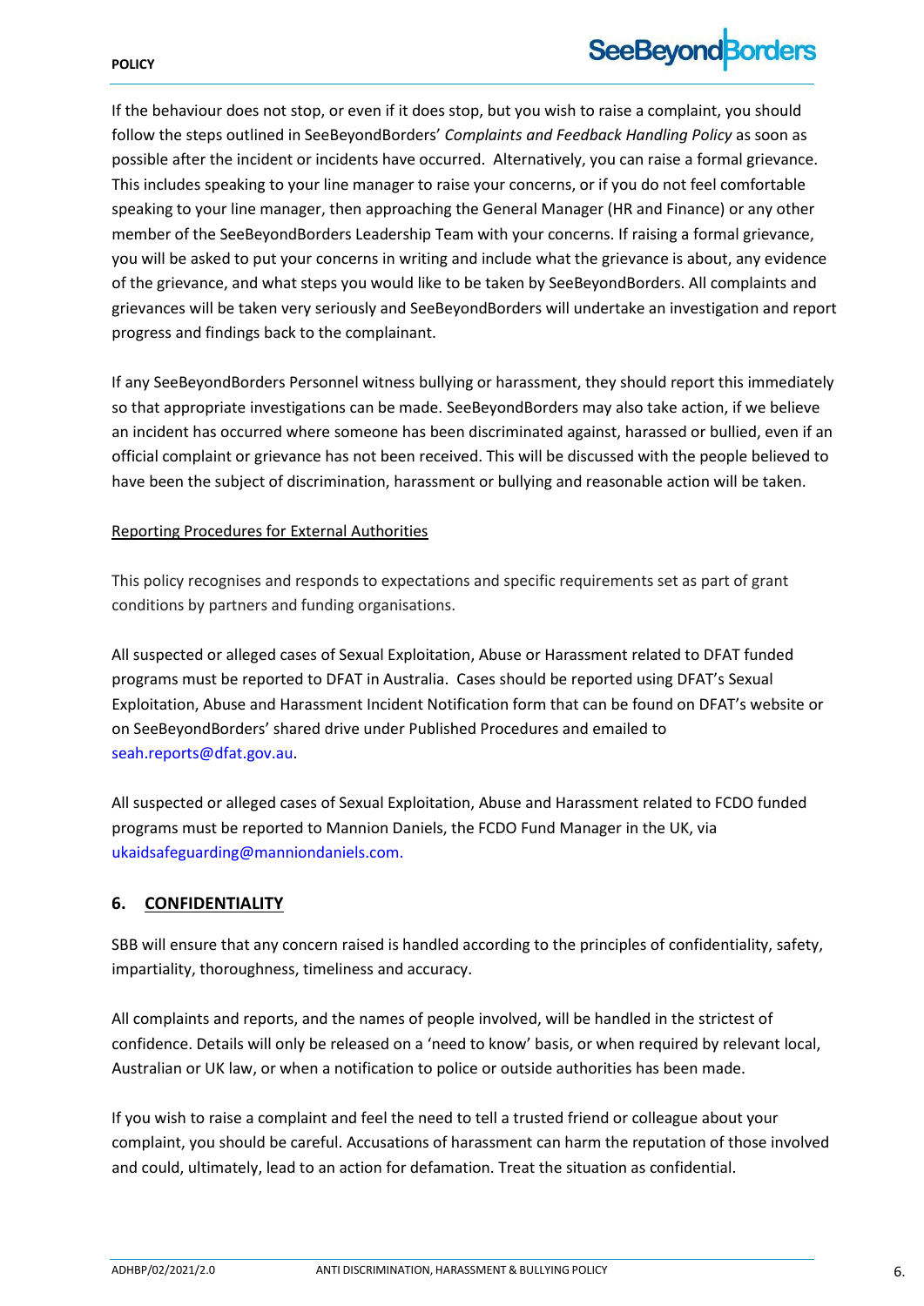If the behaviour does not stop, or even if it does stop, but you wish to raise a complaint, you should follow the steps outlined in SeeBeyondBorders' *Complaints and Feedback Handling Policy* as soon as possible after the incident or incidents have occurred. Alternatively, you can raise a formal grievance. This includes speaking to your line manager to raise your concerns, or if you do not feel comfortable speaking to your line manager, then approaching the General Manager (HR and Finance) or any other member of the SeeBeyondBorders Leadership Team with your concerns. If raising a formal grievance, you will be asked to put your concerns in writing and include what the grievance is about, any evidence of the grievance, and what steps you would like to be taken by SeeBeyondBorders. All complaints and grievances will be taken very seriously and SeeBeyondBorders will undertake an investigation and report progress and findings back to the complainant.

If any SeeBeyondBorders Personnel witness bullying or harassment, they should report this immediately so that appropriate investigations can be made. SeeBeyondBorders may also take action, if we believe an incident has occurred where someone has been discriminated against, harassed or bullied, even if an official complaint or grievance has not been received. This will be discussed with the people believed to have been the subject of discrimination, harassment or bullying and reasonable action will be taken.

<u>Reporting Procedures for External Authorities</u>

This policy recognises and responds to expectations and specific requirements set as part of grant conditions by partners and funding organisations.

All suspected or alleged cases of Sexual Exploitation, Abuse or Harassment related to DFAT funded programs must be reported to DFAT in Australia. Cases should be reported using DFAT's Sexual Exploitation, Abuse and Harassment Incident Notification form that can be found on DFAT's website or on SeeBeyondBorders' shared drive under Published Procedures and emailed to seah.reports@dfat.gov.au.

All suspected or alleged cases of Sexual Exploitation, Abuse and Harassment related to FCDO funded programs must be reported to Mannion Daniels, the FCDO Fund Manager in the UK, via ukaidsafeguarding@manniondaniels.com.

## 6. CONFIDENTIALITY

SBB will ensure that any concern raised is handled according to the principles of confidentiality, safety, impartiality, thoroughness, timeliness and accuracy.

All complaints and reports, and the names of people involved, will be handled in the strictest of confidence. Details will only be released on a 'need to know' basis, or when required by relevant local, Australian or UK law, or when a notification to police or outside authorities has been made.

If you wish to raise a complaint and feel the need to tell a trusted friend or colleague about your complaint, you should be careful. Accusations of harassment can harm the reputation of those involved and could, ultimately, lead to an action for defamation. Treat the situation as confidential.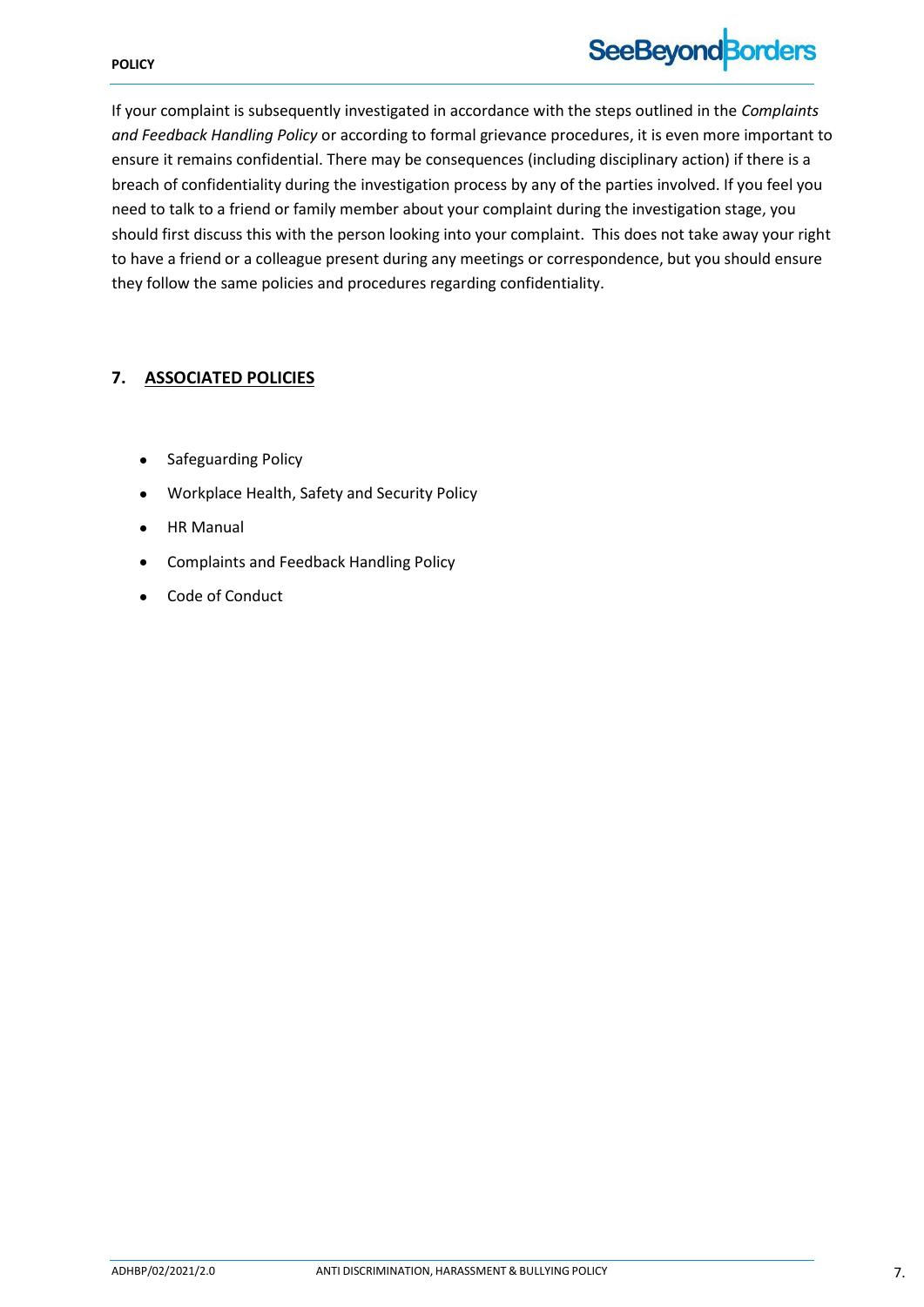If your complaint is subsequently investigated in accordance with the steps outlined in the *Complaints and Feedback Handling Policy* or according to formal grievance procedures, it is even more important to ensure it remains confidential. There may be consequences (including disciplinary action) if there is a breach of confidentiality during the investigation process by any of the parties involved. If you feel you need to talk to a friend or family member about your complaint during the investigation stage, you should first discuss this with the person looking into your complaint. This does not take away your right to have a friend or a colleague present during any meetings or correspondence, but you should ensure they follow the same policies and procedures regarding confidentiality.

## 7. ASSOCIATED POLICIES

- Safeguarding Policy
- Workplace Health, Safety and Security Policy
- HR Manual
- Complaints and Feedback Handling Policy
- Code of Conduct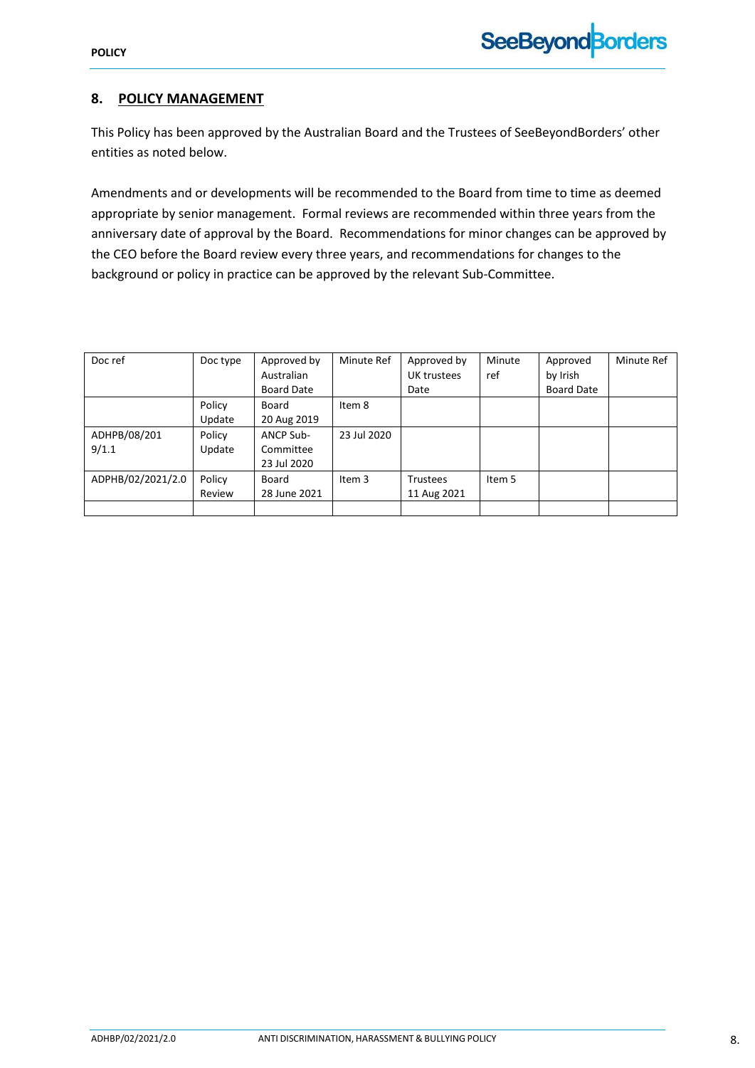## 8. POLICY MANAGEMENT

This Policy has been approved by the Australian Board and the Trustees of SeeBeyondBorders' other entities as noted below.

Amendments and or developments will be recommended to the Board from time to time as deemed appropriate by senior management. Formal reviews are recommended within three years from the anniversary date of approval by the Board. Recommendations for minor changes can be approved by the CEO before the Board review every three years, and recommendations for changes to the background or policy in practice can be approved by the relevant Sub-Committee.

| Doc ref | Doc type | Approved by Australian Board Date | Minute Ref | Approved by UK trustees Date | Minute ref | Approved by Irish Board Date | Minute Ref |
|---|---|---|---|---|---|---|---|
| | Policy Update | Board 20 Aug 2019 | Item 8 | | | | |
| ADHPB/08/2019/1.1 | Policy Update | ANCP Sub-Committee 23 Jul 2020 | 23 Jul 2020 | | | | |
| ADPHB/02/2021/2.0 | Policy Review | Board 28 June 2021 | Item 3 | Trustees 11 Aug 2021 | Item 5 | | |
| | | | | | | | |